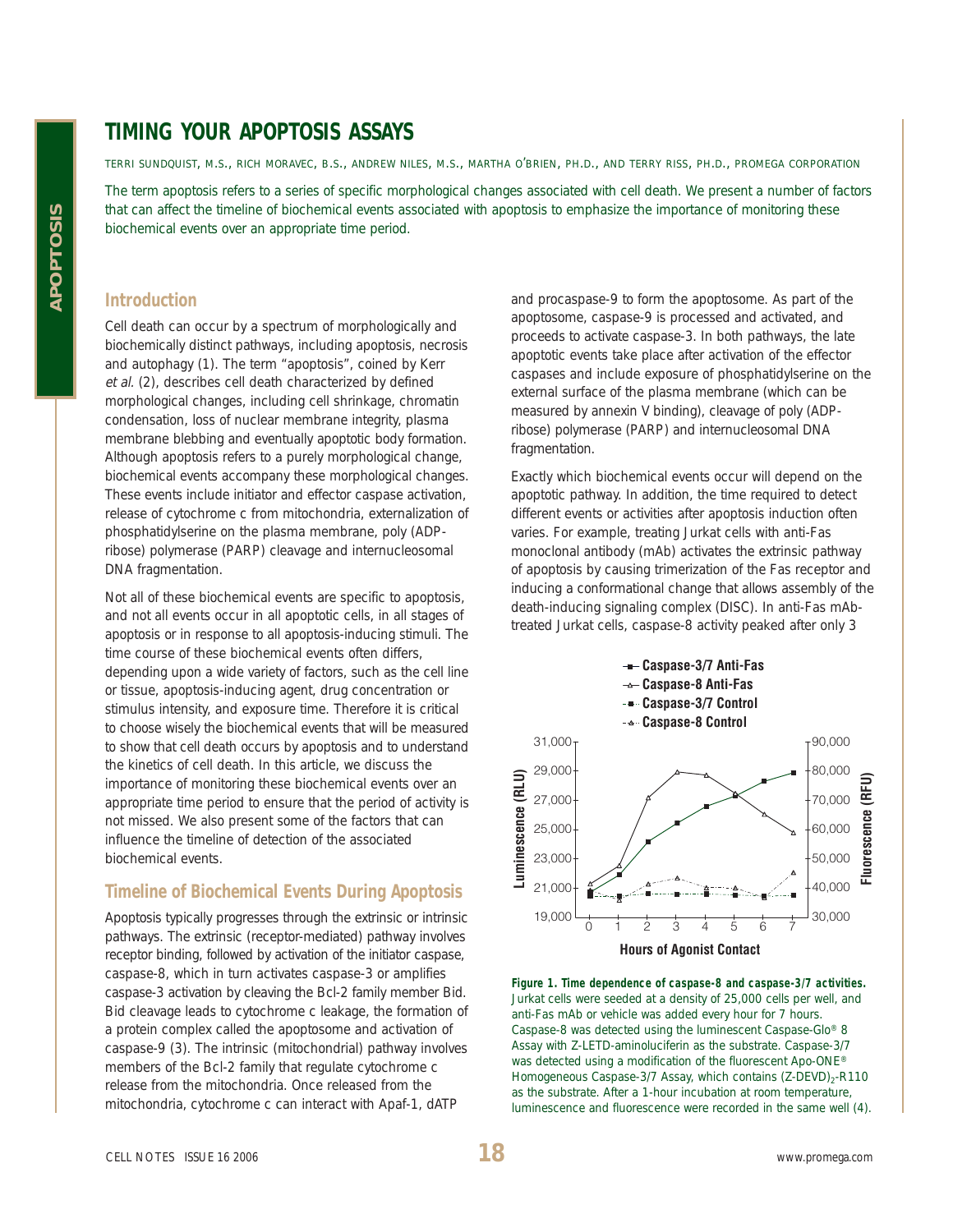# TIMING YOUR APOPTOSIS ASSAYS

TERRI SUNDQUIST, M.S., RICH MORAVEC, B.S., ANDREW NILES, M.S., MARTHA O'BRIEN, PH.D., AND TERRY RISS, PH.D., PROMEGA CORPORATION

The term apoptosis refers to a series of specific morphological changes associated with cell death. We present a number of factors that can affect the timeline of biochemical events associated with apoptosis to emphasize the importance of monitoring these biochemical events over an appropriate time period.

## Introduction

Cell death can occur by a spectrum of morphologically and biochemically distinct pathways, including apoptosis, necrosis and autophagy (1). The term "apoptosis", coined by Kerr *et al.* (2), describes cell death characterized by defined morphological changes, including cell shrinkage, chromatin condensation, loss of nuclear membrane integrity, plasma membrane blebbing and eventually apoptotic body formation. Although apoptosis refers to a purely morphological change, biochemical events accompany these morphological changes. These events include initiator and effector caspase activation, release of cytochrome c from mitochondria, externalization of phosphatidylserine on the plasma membrane, poly (ADP-ribose) polymerase (PARP) cleavage and internucleosomal DNA fragmentation.

Not all of these biochemical events are specific to apoptosis, and not all events occur in all apoptotic cells, in all stages of apoptosis or in response to all apoptosis-inducing stimuli. The time course of these biochemical events often differs, depending upon a wide variety of factors, such as the cell line or tissue, apoptosis-inducing agent, drug concentration or stimulus intensity, and exposure time. Therefore it is critical to choose wisely the biochemical events that will be measured to show that cell death occurs by apoptosis and to understand the kinetics of cell death. In this article, we discuss the importance of monitoring these biochemical events over an appropriate time period to ensure that the period of activity is not missed. We also present some of the factors that can influence the timeline of detection of the associated biochemical events.

## Timeline of Biochemical Events During Apoptosis

Apoptosis typically progresses through the extrinsic or intrinsic pathways. The extrinsic (receptor-mediated) pathway involves receptor binding, followed by activation of the initiator caspase, caspase-8, which in turn activates caspase-3 or amplifies caspase-3 activation by cleaving the Bcl-2 family member Bid. Bid cleavage leads to cytochrome c leakage, the formation of a protein complex called the apoptosome and activation of caspase-9 (3). The intrinsic (mitochondrial) pathway involves members of the Bcl-2 family that regulate cytochrome c release from the mitochondria. Once released from the mitochondria, cytochrome c can interact with Apaf-1, dATP and procaspase-9 to form the apoptosome. As part of the apoptosome, caspase-9 is processed and activated, and proceeds to activate caspase-3. In both pathways, the late apoptotic events take place after activation of the effector caspases and include exposure of phosphatidylserine on the external surface of the plasma membrane (which can be measured by annexin V binding), cleavage of poly (ADP-ribose) polymerase (PARP) and internucleosomal DNA fragmentation.

Exactly which biochemical events occur will depend on the apoptotic pathway. In addition, the time required to detect different events or activities after apoptosis induction often varies. For example, treating Jurkat cells with anti-Fas monoclonal antibody (mAb) activates the extrinsic pathway of apoptosis by causing trimerization of the Fas receptor and inducing a conformational change that allows assembly of the death-inducing signaling complex (DISC). In anti-Fas mAb-treated Jurkat cells, caspase-8 activity peaked after only 3

**Figure 1. Time dependence of caspase-8 and caspase-3/7 activities.** Jurkat cells were seeded at a density of 25,000 cells per well, and anti-Fas mAb or vehicle was added every hour for 7 hours. Caspase-8 was detected using the luminescent Caspase-Glo® 8 Assay with Z-LETD-aminoluciferin as the substrate. Caspase-3/7 was detected using a modification of the fluorescent Apo-ONE® Homogeneous Caspase-3/7 Assay, which contains $(Z\text{-DEVD})_2$-R110 as the substrate. After a 1-hour incubation at room temperature, luminescence and fluorescence were recorded in the same well (4).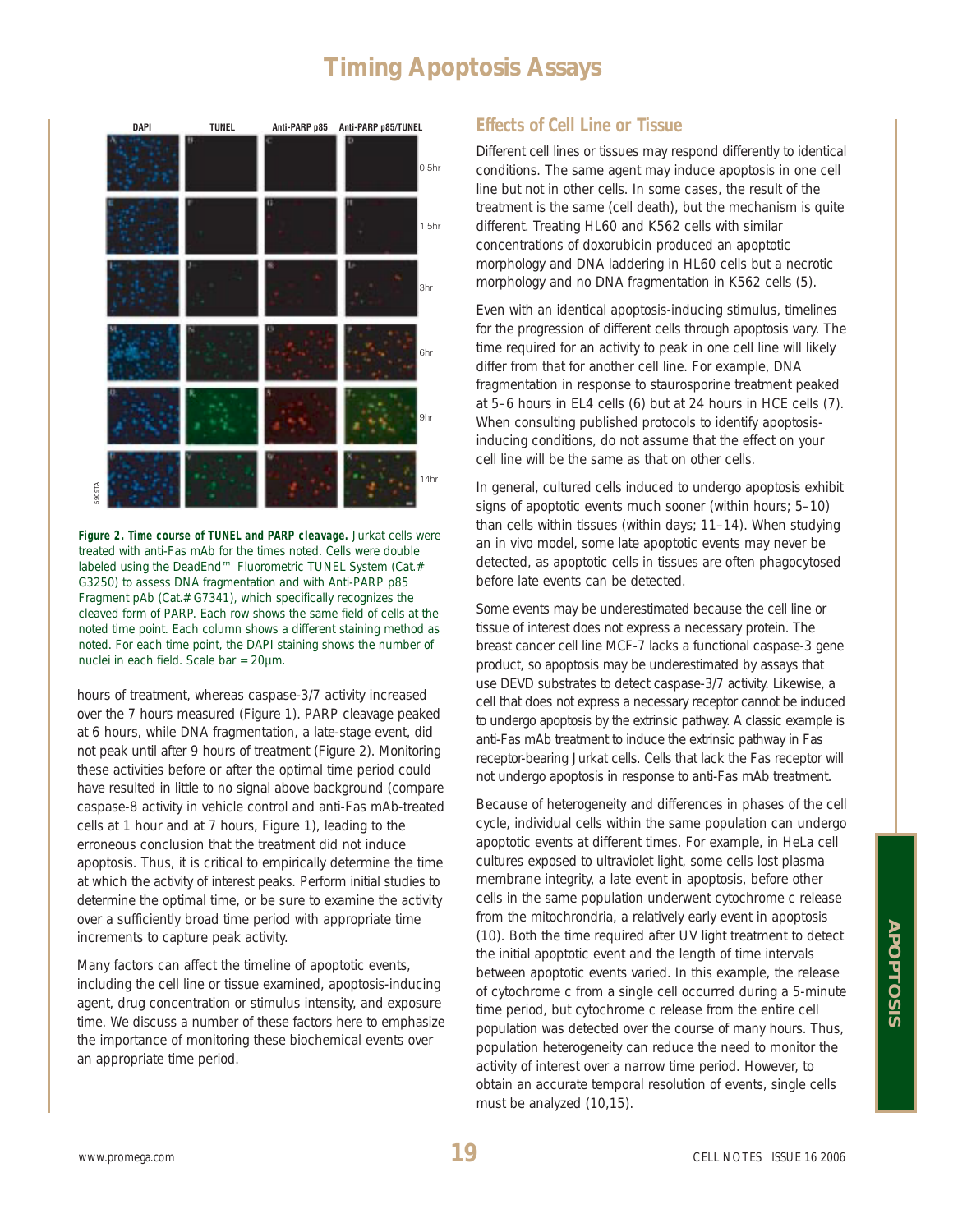# Timing Apoptosis Assays

**Figure 2. Time course of TUNEL and PARP cleavage.** Jurkat cells were treated with anti-Fas mAb for the times noted. Cells were double labeled using the DeadEnd™ Fluorometric TUNEL System (Cat.# G3250) to assess DNA fragmentation and with Anti-PARP p85 Fragment pAb (Cat.# G7341), which specifically recognizes the cleaved form of PARP. Each row shows the same field of cells at the noted time point. Each column shows a different staining method as noted. For each time point, the DAPI staining shows the number of nuclei in each field. Scale bar = 20µm.

hours of treatment, whereas caspase-3/7 activity increased over the 7 hours measured (Figure 1). PARP cleavage peaked at 6 hours, while DNA fragmentation, a late-stage event, did not peak until after 9 hours of treatment (Figure 2). Monitoring these activities before or after the optimal time period could have resulted in little to no signal above background (compare caspase-8 activity in vehicle control and anti-Fas mAb-treated cells at 1 hour and at 7 hours, Figure 1), leading to the erroneous conclusion that the treatment did not induce apoptosis. Thus, it is critical to empirically determine the time at which the activity of interest peaks. Perform initial studies to determine the optimal time, or be sure to examine the activity over a sufficiently broad time period with appropriate time increments to capture peak activity.

Many factors can affect the timeline of apoptotic events, including the cell line or tissue examined, apoptosis-inducing agent, drug concentration or stimulus intensity, and exposure time. We discuss a number of these factors here to emphasize the importance of monitoring these biochemical events over an appropriate time period.

## Effects of Cell Line or Tissue

Different cell lines or tissues may respond differently to identical conditions. The same agent may induce apoptosis in one cell line but not in other cells. In some cases, the result of the treatment is the same (cell death), but the mechanism is quite different. Treating HL60 and K562 cells with similar concentrations of doxorubicin produced an apoptotic morphology and DNA laddering in HL60 cells but a necrotic morphology and no DNA fragmentation in K562 cells (5).

Even with an identical apoptosis-inducing stimulus, timelines for the progression of different cells through apoptosis vary. The time required for an activity to peak in one cell line will likely differ from that for another cell line. For example, DNA fragmentation in response to staurosporine treatment peaked at 5–6 hours in EL4 cells (6) but at 24 hours in HCE cells (7). When consulting published protocols to identify apoptosis-inducing conditions, do not assume that the effect on your cell line will be the same as that on other cells.

In general, cultured cells induced to undergo apoptosis exhibit signs of apoptotic events much sooner (within hours; 5–10) than cells within tissues (within days; 11–14). When studying an in vivo model, some late apoptotic events may never be detected, as apoptotic cells in tissues are often phagocytosed before late events can be detected.

Some events may be underestimated because the cell line or tissue of interest does not express a necessary protein. The breast cancer cell line MCF-7 lacks a functional caspase-3 gene product, so apoptosis may be underestimated by assays that use DEVD substrates to detect caspase-3/7 activity. Likewise, a cell that does not express a necessary receptor cannot be induced to undergo apoptosis by the extrinsic pathway. A classic example is anti-Fas mAb treatment to induce the extrinsic pathway in Fas receptor-bearing Jurkat cells. Cells that lack the Fas receptor will not undergo apoptosis in response to anti-Fas mAb treatment.

Because of heterogeneity and differences in phases of the cell cycle, individual cells within the same population can undergo apoptotic events at different times. For example, in HeLa cell cultures exposed to ultraviolet light, some cells lost plasma membrane integrity, a late event in apoptosis, before other cells in the same population underwent cytochrome c release from the mitochrondria, a relatively early event in apoptosis (10). Both the time required after UV light treatment to detect the initial apoptotic event and the length of time intervals between apoptotic events varied. In this example, the release of cytochrome c from a single cell occurred during a 5-minute time period, but cytochrome c release from the entire cell population was detected over the course of many hours. Thus, population heterogeneity can reduce the need to monitor the activity of interest over a narrow time period. However, to obtain an accurate temporal resolution of events, single cells must be analyzed (10,15).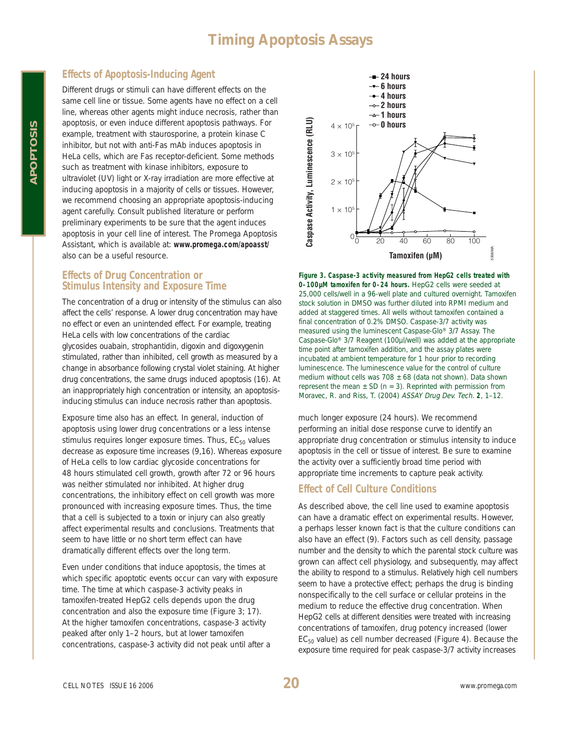# Timing Apoptosis Assays

## Effects of Apoptosis-Inducing Agent

Different drugs or stimuli can have different effects on the same cell line or tissue. Some agents have no effect on a cell line, whereas other agents might induce necrosis, rather than apoptosis, or even induce different apoptosis pathways. For example, treatment with staurosporine, a protein kinase C inhibitor, but not with anti-Fas mAb induces apoptosis in HeLa cells, which are Fas receptor-deficient. Some methods such as treatment with kinase inhibitors, exposure to ultraviolet (UV) light or X-ray irradiation are more effective at inducing apoptosis in a majority of cells or tissues. However, we recommend choosing an appropriate apoptosis-inducing agent carefully. Consult published literature or perform preliminary experiments to be sure that the agent induces apoptosis in your cell line of interest. The Promega Apoptosis Assistant, which is available at: **www.promega.com/apoasst/** also can be a useful resource.

## Effects of Drug Concentration or Stimulus Intensity and Exposure Time

The concentration of a drug or intensity of the stimulus can also affect the cells' response. A lower drug concentration may have no effect or even an unintended effect. For example, treating HeLa cells with low concentrations of the cardiac glycosides ouabain, strophantidin, digoxin and digoxygenin stimulated, rather than inhibited, cell growth as measured by a change in absorbance following crystal violet staining. At higher drug concentrations, the same drugs induced apoptosis (16). At an inappropriately high concentration or intensity, an apoptosis-inducing stimulus can induce necrosis rather than apoptosis.

Exposure time also has an effect. In general, induction of apoptosis using lower drug concentrations or a less intense stimulus requires longer exposure times. Thus, $EC_{50}$ values decrease as exposure time increases (9,16). Whereas exposure of HeLa cells to low cardiac glycoside concentrations for 48 hours stimulated cell growth, growth after 72 or 96 hours was neither stimulated nor inhibited. At higher drug concentrations, the inhibitory effect on cell growth was more pronounced with increasing exposure times. Thus, the time that a cell is subjected to a toxin or injury can also greatly affect experimental results and conclusions. Treatments that seem to have little or no short term effect can have dramatically different effects over the long term.

Even under conditions that induce apoptosis, the times at which specific apoptotic events occur can vary with exposure time. The time at which caspase-3 activity peaks in tamoxifen-treated HepG2 cells depends upon the drug concentration and also the exposure time (Figure 3; 17). At the higher tamoxifen concentrations, caspase-3 activity peaked after only 1–2 hours, but at lower tamoxifen concentrations, caspase-3 activity did not peak until after a much longer exposure (24 hours). We recommend performing an initial dose response curve to identify an appropriate drug concentration or stimulus intensity to induce apoptosis in the cell or tissue of interest. Be sure to examine the activity over a sufficiently broad time period with appropriate time increments to capture peak activity.

**Figure 3. Caspase-3 activity measured from HepG2 cells treated with 0–100µM tamoxifen for 0–24 hours.** HepG2 cells were seeded at 25,000 cells/well in a 96-well plate and cultured overnight. Tamoxifen stock solution in DMSO was further diluted into RPMI medium and added at staggered times. All wells without tamoxifen contained a final concentration of 0.2% DMSO. Caspase-3/7 activity was measured using the luminescent Caspase-Glo® 3/7 Assay. The Caspase-Glo® 3/7 Reagent (100µl/well) was added at the appropriate time point after tamoxifen addition, and the assay plates were incubated at ambient temperature for 1 hour prior to recording luminescence. The luminescence value for the control of culture medium without cells was 708 ± 68 (data not shown). Data shown represent the mean ± SD (n = 3). Reprinted with permission from Moravec, R. and Riss, T. (2004) *ASSAY Drug Dev. Tech.* **2**, 1–12.

## Effect of Cell Culture Conditions

As described above, the cell line used to examine apoptosis can have a dramatic effect on experimental results. However, a perhaps lesser known fact is that the culture conditions can also have an effect (9). Factors such as cell density, passage number and the density to which the parental stock culture was grown can affect cell physiology, and subsequently, may affect the ability to respond to a stimulus. Relatively high cell numbers seem to have a protective effect; perhaps the drug is binding nonspecifically to the cell surface or cellular proteins in the medium to reduce the effective drug concentration. When HepG2 cells at different densities were treated with increasing concentrations of tamoxifen, drug potency increased (lower $EC_{50}$ value) as cell number decreased (Figure 4). Because the exposure time required for peak caspase-3/7 activity increases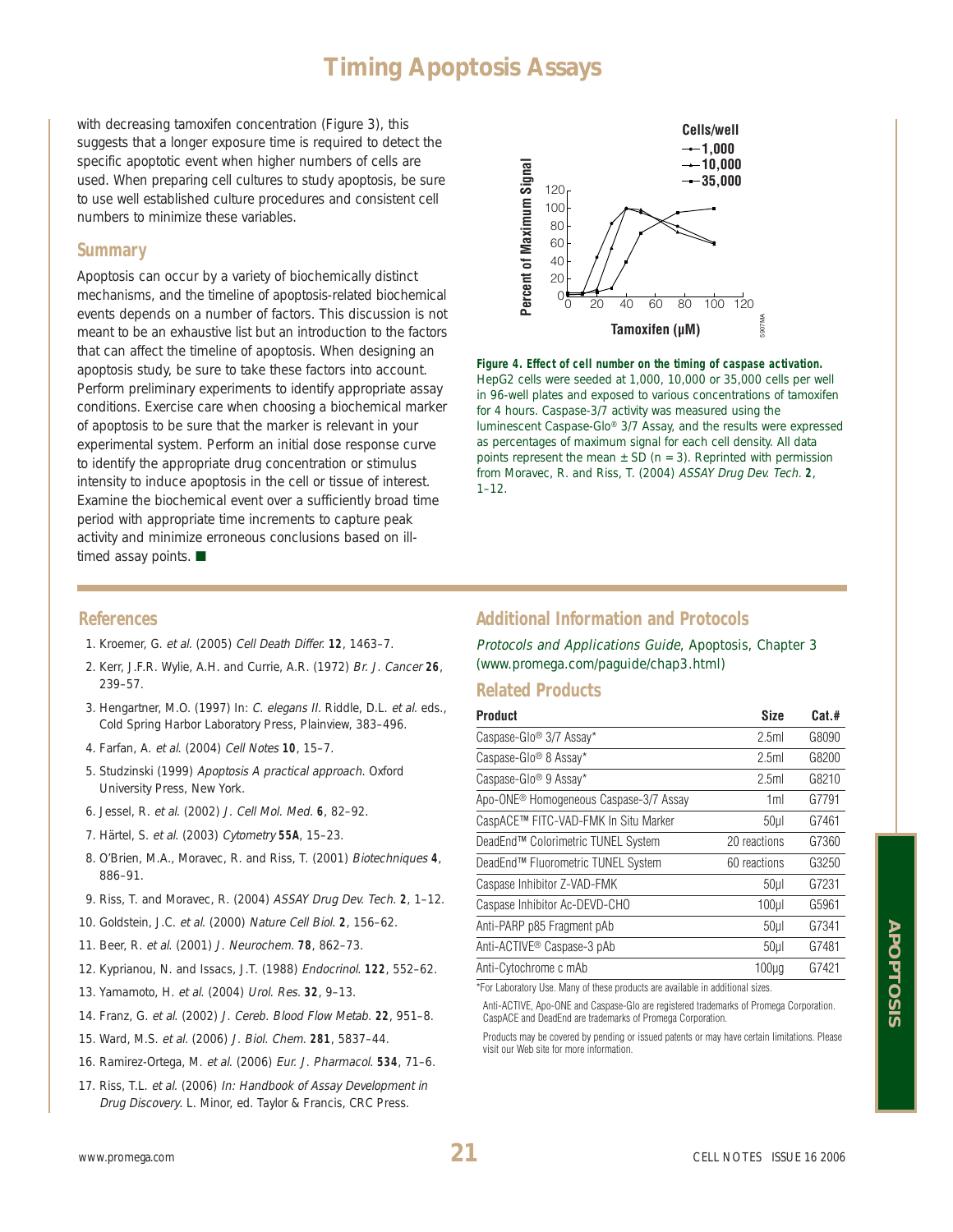with decreasing tamoxifen concentration (Figure 3), this suggests that a longer exposure time is required to detect the specific apoptotic event when higher numbers of cells are used. When preparing cell cultures to study apoptosis, be sure to use well established culture procedures and consistent cell numbers to minimize these variables.

## Summary

Apoptosis can occur by a variety of biochemically distinct mechanisms, and the timeline of apoptosis-related biochemical events depends on a number of factors. This discussion is not meant to be an exhaustive list but an introduction to the factors that can affect the timeline of apoptosis. When designing an apoptosis study, be sure to take these factors into account. Perform preliminary experiments to identify appropriate assay conditions. Exercise care when choosing a biochemical marker of apoptosis to be sure that the marker is relevant in your experimental system. Perform an initial dose response curve to identify the appropriate drug concentration or stimulus intensity to induce apoptosis in the cell or tissue of interest. Examine the biochemical event over a sufficiently broad time period with appropriate time increments to capture peak activity and minimize erroneous conclusions based on ill-timed assay points. ■

Cells/well
1,000
10,000
35,000

Percent of Maximum Signal
0
20
40
60
80
100
120

Tamoxifen (µM)
0
20
40
60
80
100
120

5907MA

**Figure 4. Effect of cell number on the timing of caspase activation.** HepG2 cells were seeded at 1,000, 10,000 or 35,000 cells per well in 96-well plates and exposed to various concentrations of tamoxifen for 4 hours. Caspase-3/7 activity was measured using the luminescent Caspase-Glo® 3/7 Assay, and the results were expressed as percentages of maximum signal for each cell density. All data points represent the mean ± SD (n = 3). Reprinted with permission from Moravec, R. and Riss, T. (2004) *ASSAY Drug Dev. Tech.* **2**, 1–12.

## References

1. Kroemer, G. *et al.* (2005) *Cell Death Differ.* **12**, 1463–7.
2. Kerr, J.F.R. Wylie, A.H. and Currie, A.R. (1972) *Br. J. Cancer* **26**, 239–57.
3. Hengartner, M.O. (1997) In: *C. elegans II.* Riddle, D.L. *et al.* eds., Cold Spring Harbor Laboratory Press, Plainview, 383–496.
4. Farfan, A. *et al.* (2004) *Cell Notes* **10**, 15–7.
5. Studzinski (1999) *Apoptosis A practical approach.* Oxford University Press, New York.
6. Jessel, R. *et al.* (2002) *J. Cell Mol. Med.* **6**, 82–92.
7. Härtel, S. *et al.* (2003) *Cytometry* **55A**, 15–23.
8. O'Brien, M.A., Moravec, R. and Riss, T. (2001) *Biotechniques* **4**, 886–91.
9. Riss, T. and Moravec, R. (2004) *ASSAY Drug Dev. Tech.* **2**, 1–12.
10. Goldstein, J.C. *et al.* (2000) *Nature Cell Biol.* **2**, 156–62.
11. Beer, R. *et al.* (2001) *J. Neurochem.* **78**, 862–73.
12. Kyprianou, N. and Issacs, J.T. (1988) *Endocrinol.* **122**, 552–62.
13. Yamamoto, H. *et al.* (2004) *Urol. Res.* **32**, 9–13.
14. Franz, G. *et al.* (2002) *J. Cereb. Blood Flow Metab.* **22**, 951–8.
15. Ward, M.S. *et al.* (2006) *J. Biol. Chem.* **281**, 5837–44.
16. Ramirez-Ortega, M. *et al.* (2006) *Eur. J. Pharmacol.* **534**, 71–6.
17. Riss, T.L. *et al.* (2006) *In: Handbook of Assay Development in Drug Discovery.* L. Minor, ed. Taylor & Francis, CRC Press.

## Additional Information and Protocols

*Protocols and Applications Guide*, Apoptosis, Chapter 3 (www.promega.com/paguide/chap3.html)

## Related Products

| Product | Size | Cat.# |
|---|---|---|
| Caspase-Glo® 3/7 Assay* | 2.5ml | G8090 |
| Caspase-Glo® 8 Assay* | 2.5ml | G8200 |
| Caspase-Glo® 9 Assay* | 2.5ml | G8210 |
| Apo-ONE® Homogeneous Caspase-3/7 Assay | 1ml | G7791 |
| CaspACE™ FITC-VAD-FMK In Situ Marker | 50µl | G7461 |
| DeadEnd™ Colorimetric TUNEL System | 20 reactions | G7360 |
| DeadEnd™ Fluorometric TUNEL System | 60 reactions | G3250 |
| Caspase Inhibitor Z-VAD-FMK | 50µl | G7231 |
| Caspase Inhibitor Ac-DEVD-CHO | 100µl | G5961 |
| Anti-PARP p85 Fragment pAb | 50µl | G7341 |
| Anti-ACTIVE® Caspase-3 pAb | 50µl | G7481 |
| Anti-Cytochrome c mAb | 100µg | G7421 |

*For Laboratory Use. Many of these products are available in additional sizes.

Anti-ACTIVE, Apo-ONE and Caspase-Glo are registered trademarks of Promega Corporation. CaspACE and DeadEnd are trademarks of Promega Corporation.

Products may be covered by pending or issued patents or may have certain limitations. Please visit our Web site for more information.